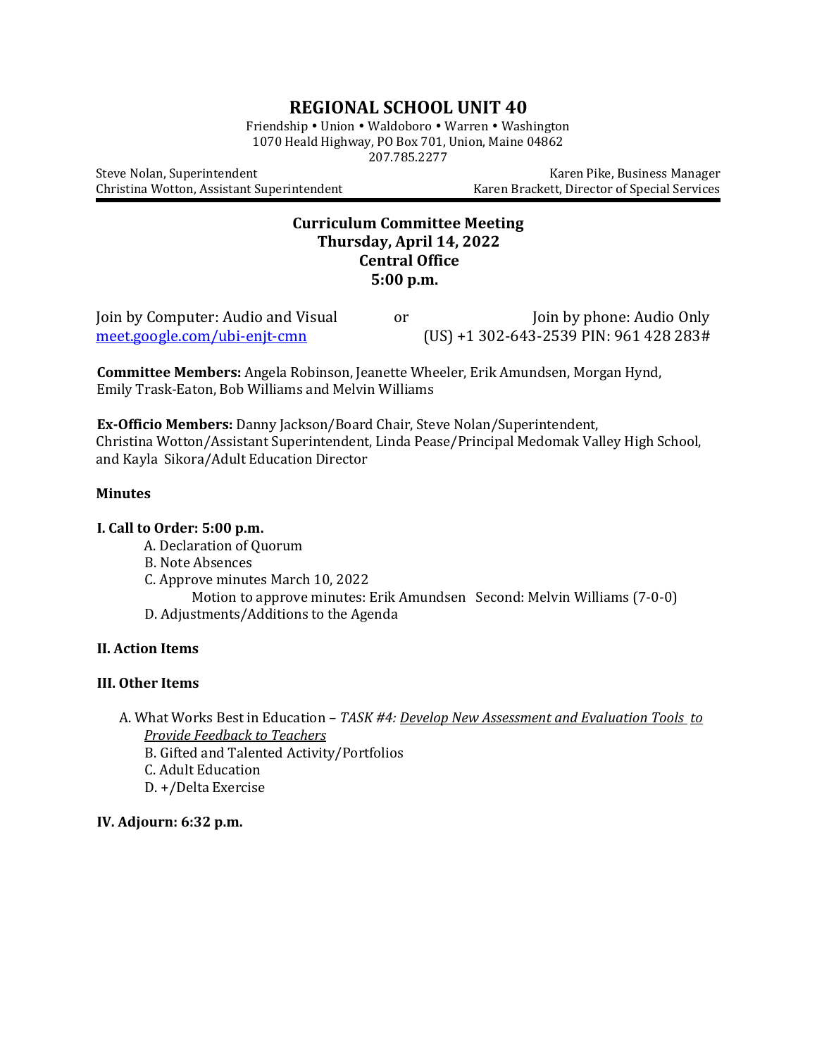# REGIONAL SCHOOL UNIT 40

Friendship • Union • Waldoboro • Warren • Washington
1070 Heald Highway, PO Box 701, Union, Maine 04862
207.785.2277

Steve Nolan, Superintendent
Christina Wotton, Assistant Superintendent

Karen Pike, Business Manager
Karen Brackett, Director of Special Services

**Curriculum Committee Meeting**
**Thursday, April 14, 2022**
**Central Office**
**5:00 p.m.**

Join by Computer: Audio and Visual
meet.google.com/ubi-enjt-cmn

or

Join by phone: Audio Only
(US) +1 302-643-2539 PIN: 961 428 283#

**Committee Members:** Angela Robinson, Jeanette Wheeler, Erik Amundsen, Morgan Hynd, Emily Trask-Eaton, Bob Williams and Melvin Williams

**Ex-Officio Members:** Danny Jackson/Board Chair, Steve Nolan/Superintendent, Christina Wotton/Assistant Superintendent, Linda Pease/Principal Medomak Valley High School, and Kayla Sikora/Adult Education Director

**Minutes**

**I. Call to Order: 5:00 p.m.**

A. Declaration of Quorum
B. Note Absences
C. Approve minutes March 10, 2022
  Motion to approve minutes: Erik Amundsen Second: Melvin Williams (7-0-0)
D. Adjustments/Additions to the Agenda

**II. Action Items**

**III. Other Items**

A. What Works Best in Education – *TASK #4:* *Develop New Assessment and Evaluation Tools to Provide Feedback to Teachers*
B. Gifted and Talented Activity/Portfolios
C. Adult Education
D. +/Delta Exercise

**IV. Adjourn: 6:32 p.m.**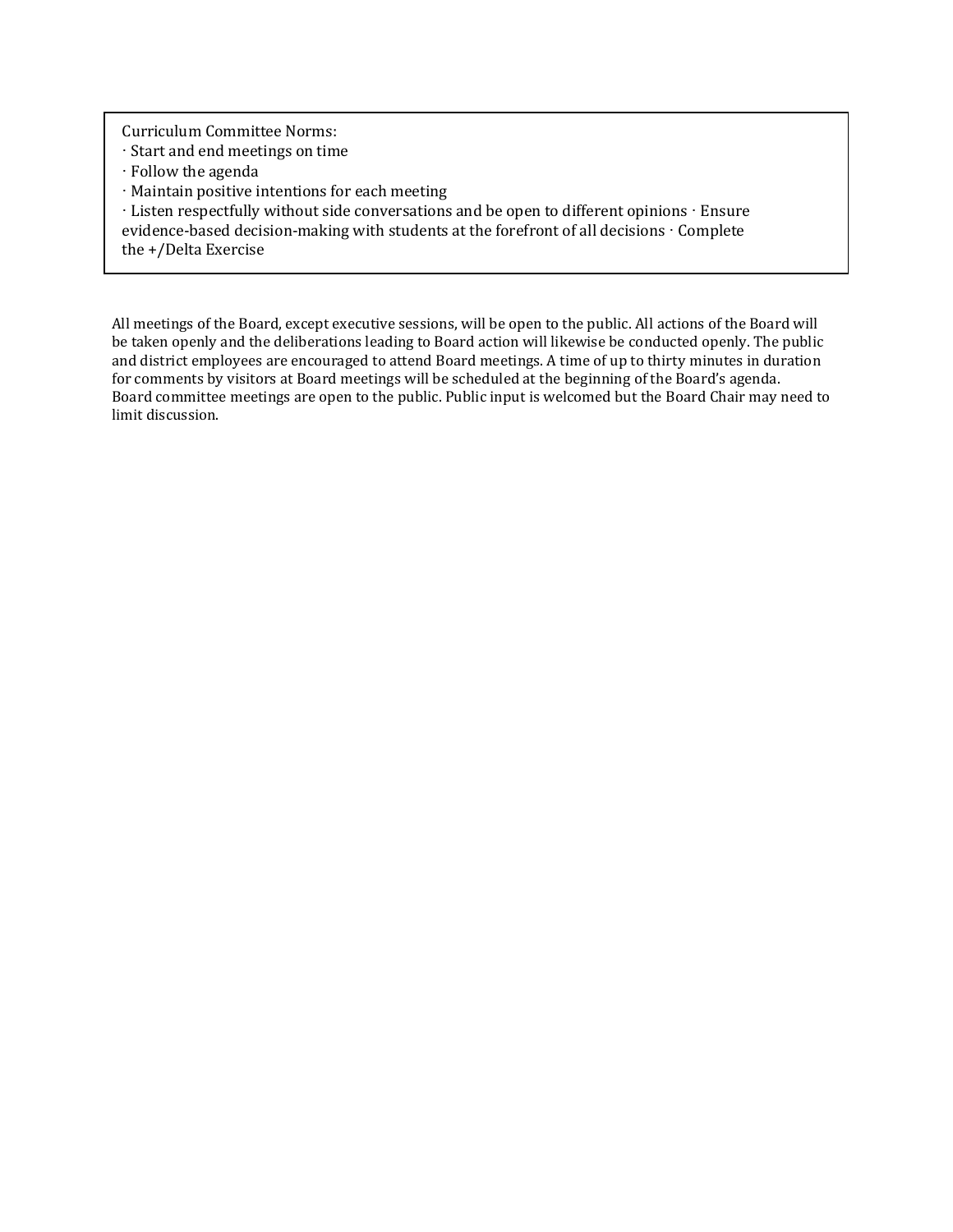Curriculum Committee Norms:

· Start and end meetings on time
· Follow the agenda
· Maintain positive intentions for each meeting
· Listen respectfully without side conversations and be open to different opinions · Ensure evidence-based decision-making with students at the forefront of all decisions · Complete the +/Delta Exercise

All meetings of the Board, except executive sessions, will be open to the public. All actions of the Board will be taken openly and the deliberations leading to Board action will likewise be conducted openly. The public and district employees are encouraged to attend Board meetings. A time of up to thirty minutes in duration for comments by visitors at Board meetings will be scheduled at the beginning of the Board's agenda. Board committee meetings are open to the public. Public input is welcomed but the Board Chair may need to limit discussion.